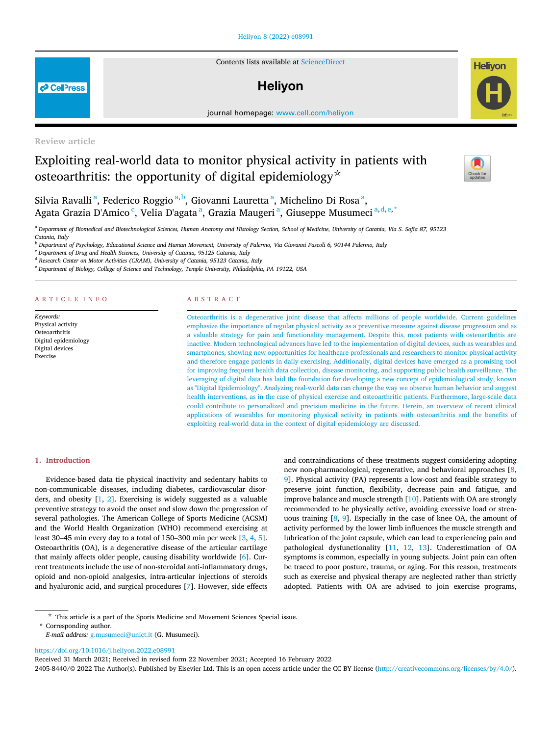Review article

# Exploiting real-world data to monitor physical activity in patients with osteoarthritis: the opportunity of digital epidemiology☆

Silvia Ravalli [a], Federico Roggio [a,b], Giovanni Lauretta [a], Michelino Di Rosa [a], Agata Grazia D'Amico [c], Velia D'agata [a], Grazia Maugeri [a], Giuseppe Musumeci [a,d,e,*]

[a] Department of Biomedical and Biotechnological Sciences, Human Anatomy and Histology Section, School of Medicine, University of Catania, Via S. Sofia 87, 95123 Catania, Italy
[b] Department of Psychology, Educational Science and Human Movement, University of Palermo, Via Giovanni Pascoli 6, 90144 Palermo, Italy
[c] Department of Drug and Health Sciences, University of Catania, 95125 Catania, Italy
[d] Research Center on Motor Activities (CRAM), University of Catania, 95123 Catania, Italy
[e] Department of Biology, College of Science and Technology, Temple University, Philadelphia, PA 19122, USA

## ARTICLE INFO

*Keywords:*
Physical activity
Osteoarthritis
Digital epidemiology
Digital devices
Exercise

## ABSTRACT

Osteoarthritis is a degenerative joint disease that affects millions of people worldwide. Current guidelines emphasize the importance of regular physical activity as a preventive measure against disease progression and as a valuable strategy for pain and functionality management. Despite this, most patients with osteoarthritis are inactive. Modern technological advances have led to the implementation of digital devices, such as wearables and smartphones, showing new opportunities for healthcare professionals and researchers to monitor physical activity and therefore engage patients in daily exercising. Additionally, digital devices have emerged as a promising tool for improving frequent health data collection, disease monitoring, and supporting public health surveillance. The leveraging of digital data has laid the foundation for developing a new concept of epidemiological study, known as "Digital Epidemiology". Analyzing real-world data can change the way we observe human behavior and suggest health interventions, as in the case of physical exercise and osteoarthritic patients. Furthermore, large-scale data could contribute to personalized and precision medicine in the future. Herein, an overview of recent clinical applications of wearables for monitoring physical activity in patients with osteoarthritis and the benefits of exploiting real-world data in the context of digital epidemiology are discussed.

## 1. Introduction

Evidence-based data tie physical inactivity and sedentary habits to non-communicable diseases, including diabetes, cardiovascular disorders, and obesity [1, 2]. Exercising is widely suggested as a valuable preventive strategy to avoid the onset and slow down the progression of several pathologies. The American College of Sports Medicine (ACSM) and the World Health Organization (WHO) recommend exercising at least 30–45 min every day to a total of 150–300 min per week [3, 4, 5]. Osteoarthritis (OA), is a degenerative disease of the articular cartilage that mainly affects older people, causing disability worldwide [6]. Current treatments include the use of non-steroidal anti-inflammatory drugs, opioid and non-opioid analgesics, intra-articular injections of steroids and hyaluronic acid, and surgical procedures [7]. However, side effects and contraindications of these treatments suggest considering adopting new non-pharmacological, regenerative, and behavioral approaches [8, 9]. Physical activity (PA) represents a low-cost and feasible strategy to preserve joint function, flexibility, decrease pain and fatigue, and improve balance and muscle strength [10]. Patients with OA are strongly recommended to be physically active, avoiding excessive load or strenuous training [8, 9]. Especially in the case of knee OA, the amount of activity performed by the lower limb influences the muscle strength and lubrication of the joint capsule, which can lead to experiencing pain and pathological dysfunctionality [11, 12, 13]. Underestimation of OA symptoms is common, especially in young subjects. Joint pain can often be traced to poor posture, trauma, or aging. For this reason, treatments such as exercise and physical therapy are neglected rather than strictly adopted. Patients with OA are advised to join exercise programs,

☆ This article is a part of the Sports Medicine and Movement Sciences Special issue.
* Corresponding author.
*E-mail address:* g.musumeci@unict.it (G. Musumeci).

https://doi.org/10.1016/j.heliyon.2022.e08991
Received 31 March 2021; Received in revised form 22 November 2021; Accepted 16 February 2022
2405-8440/© 2022 The Author(s). Published by Elsevier Ltd. This is an open access article under the CC BY license (http://creativecommons.org/licenses/by/4.0/).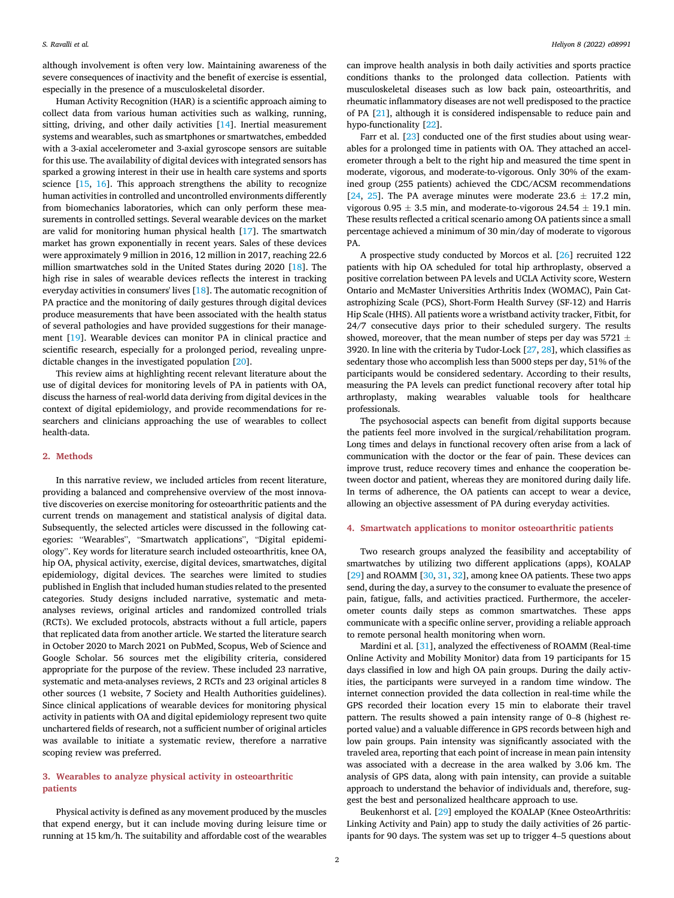although involvement is often very low. Maintaining awareness of the severe consequences of inactivity and the benefit of exercise is essential, especially in the presence of a musculoskeletal disorder.

Human Activity Recognition (HAR) is a scientific approach aiming to collect data from various human activities such as walking, running, sitting, driving, and other daily activities [14]. Inertial measurement systems and wearables, such as smartphones or smartwatches, embedded with a 3-axial accelerometer and 3-axial gyroscope sensors are suitable for this use. The availability of digital devices with integrated sensors has sparked a growing interest in their use in health care systems and sports science [15, 16]. This approach strengthens the ability to recognize human activities in controlled and uncontrolled environments differently from biomechanics laboratories, which can only perform these measurements in controlled settings. Several wearable devices on the market are valid for monitoring human physical health [17]. The smartwatch market has grown exponentially in recent years. Sales of these devices were approximately 9 million in 2016, 12 million in 2017, reaching 22.6 million smartwatches sold in the United States during 2020 [18]. The high rise in sales of wearable devices reflects the interest in tracking everyday activities in consumers' lives [18]. The automatic recognition of PA practice and the monitoring of daily gestures through digital devices produce measurements that have been associated with the health status of several pathologies and have provided suggestions for their management [19]. Wearable devices can monitor PA in clinical practice and scientific research, especially for a prolonged period, revealing unpredictable changes in the investigated population [20].

This review aims at highlighting recent relevant literature about the use of digital devices for monitoring levels of PA in patients with OA, discuss the harness of real-world data deriving from digital devices in the context of digital epidemiology, and provide recommendations for researchers and clinicians approaching the use of wearables to collect health-data.

## 2. Methods

In this narrative review, we included articles from recent literature, providing a balanced and comprehensive overview of the most innovative discoveries on exercise monitoring for osteoarthritic patients and the current trends on management and statistical analysis of digital data. Subsequently, the selected articles were discussed in the following categories: "Wearables", "Smartwatch applications", "Digital epidemiology". Key words for literature search included osteoarthritis, knee OA, hip OA, physical activity, exercise, digital devices, smartwatches, digital epidemiology, digital devices. The searches were limited to studies published in English that included human studies related to the presented categories. Study designs included narrative, systematic and meta-analyses reviews, original articles and randomized controlled trials (RCTs). We excluded protocols, abstracts without a full article, papers that replicated data from another article. We started the literature search in October 2020 to March 2021 on PubMed, Scopus, Web of Science and Google Scholar. 56 sources met the eligibility criteria, considered appropriate for the purpose of the review. These included 23 narrative, systematic and meta-analyses reviews, 2 RCTs and 23 original articles 8 other sources (1 website, 7 Society and Health Authorities guidelines). Since clinical applications of wearable devices for monitoring physical activity in patients with OA and digital epidemiology represent two quite unchartered fields of research, not a sufficient number of original articles was available to initiate a systematic review, therefore a narrative scoping review was preferred.

## 3. Wearables to analyze physical activity in osteoarthritic patients

Physical activity is defined as any movement produced by the muscles that expend energy, but it can include moving during leisure time or running at 15 km/h. The suitability and affordable cost of the wearables can improve health analysis in both daily activities and sports practice conditions thanks to the prolonged data collection. Patients with musculoskeletal diseases such as low back pain, osteoarthritis, and rheumatic inflammatory diseases are not well predisposed to the practice of PA [21], although it is considered indispensable to reduce pain and hypo-functionality [22].

Farr et al. [23] conducted one of the first studies about using wearables for a prolonged time in patients with OA. They attached an accelerometer through a belt to the right hip and measured the time spent in moderate, vigorous, and moderate-to-vigorous. Only 30% of the examined group (255 patients) achieved the CDC/ACSM recommendations [24, 25]. The PA average minutes were moderate $23.6 \pm 17.2$ min, vigorous $0.95 \pm 3.5$ min, and moderate-to-vigorous $24.54 \pm 19.1$ min. These results reflected a critical scenario among OA patients since a small percentage achieved a minimum of 30 min/day of moderate to vigorous PA.

A prospective study conducted by Morcos et al. [26] recruited 122 patients with hip OA scheduled for total hip arthroplasty, observed a positive correlation between PA levels and UCLA Activity score, Western Ontario and McMaster Universities Arthritis Index (WOMAC), Pain Catastrophizing Scale (PCS), Short-Form Health Survey (SF-12) and Harris Hip Scale (HHS). All patients wore a wristband activity tracker, Fitbit, for 24/7 consecutive days prior to their scheduled surgery. The results showed, moreover, that the mean number of steps per day was $5721 \pm 3920$. In line with the criteria by Tudor-Lock [27, 28], which classifies as sedentary those who accomplish less than 5000 steps per day, 51% of the participants would be considered sedentary. According to their results, measuring the PA levels can predict functional recovery after total hip arthroplasty, making wearables valuable tools for healthcare professionals.

The psychosocial aspects can benefit from digital supports because the patients feel more involved in the surgical/rehabilitation program. Long times and delays in functional recovery often arise from a lack of communication with the doctor or the fear of pain. These devices can improve trust, reduce recovery times and enhance the cooperation between doctor and patient, whereas they are monitored during daily life. In terms of adherence, the OA patients can accept to wear a device, allowing an objective assessment of PA during everyday activities.

## 4. Smartwatch applications to monitor osteoarthritic patients

Two research groups analyzed the feasibility and acceptability of smartwatches by utilizing two different applications (apps), KOALAP [29] and ROAMM [30, 31, 32], among knee OA patients. These two apps send, during the day, a survey to the consumer to evaluate the presence of pain, fatigue, falls, and activities practiced. Furthermore, the accelerometer counts daily steps as common smartwatches. These apps communicate with a specific online server, providing a reliable approach to remote personal health monitoring when worn.

Mardini et al. [31], analyzed the effectiveness of ROAMM (Real-time Online Activity and Mobility Monitor) data from 19 participants for 15 days classified in low and high OA pain groups. During the daily activities, the participants were surveyed in a random time window. The internet connection provided the data collection in real-time while the GPS recorded their location every 15 min to elaborate their travel pattern. The results showed a pain intensity range of 0–8 (highest reported value) and a valuable difference in GPS records between high and low pain groups. Pain intensity was significantly associated with the traveled area, reporting that each point of increase in mean pain intensity was associated with a decrease in the area walked by 3.06 km. The analysis of GPS data, along with pain intensity, can provide a suitable approach to understand the behavior of individuals and, therefore, suggest the best and personalized healthcare approach to use.

Beukenhorst et al. [29] employed the KOALAP (Knee OsteoArthritis: Linking Activity and Pain) app to study the daily activities of 26 participants for 90 days. The system was set up to trigger 4–5 questions about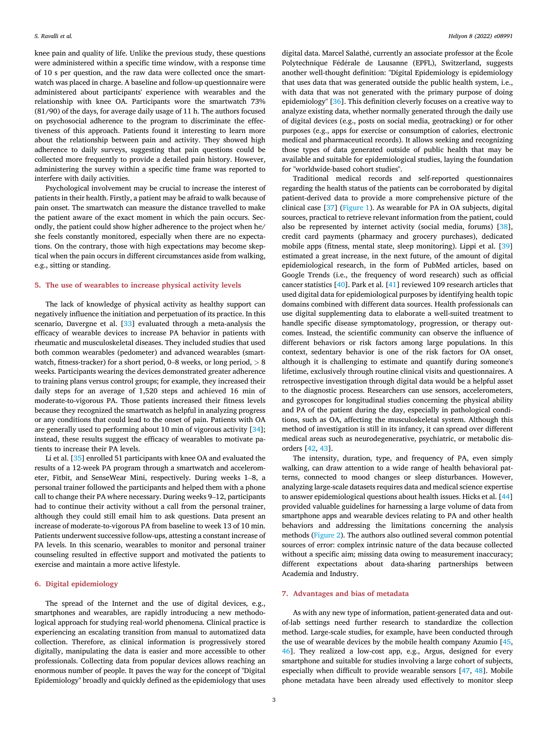knee pain and quality of life. Unlike the previous study, these questions were administered within a specific time window, with a response time of 10 s per question, and the raw data were collected once the smartwatch was placed in charge. A baseline and follow-up questionnaire were administered about participants' experience with wearables and the relationship with knee OA. Participants wore the smartwatch 73% (81/90) of the days, for average daily usage of 11 h. The authors focused on psychosocial adherence to the program to discriminate the effectiveness of this approach. Patients found it interesting to learn more about the relationship between pain and activity. They showed high adherence to daily surveys, suggesting that pain questions could be collected more frequently to provide a detailed pain history. However, administering the survey within a specific time frame was reported to interfere with daily activities.

Psychological involvement may be crucial to increase the interest of patients in their health. Firstly, a patient may be afraid to walk because of pain onset. The smartwatch can measure the distance travelled to make the patient aware of the exact moment in which the pain occurs. Secondly, the patient could show higher adherence to the project when he/she feels constantly monitored, especially when there are no expectations. On the contrary, those with high expectations may become skeptical when the pain occurs in different circumstances aside from walking, e.g., sitting or standing.

## 5. The use of wearables to increase physical activity levels

The lack of knowledge of physical activity as healthy support can negatively influence the initiation and perpetuation of its practice. In this scenario, Davergne et al. [33] evaluated through a meta-analysis the efficacy of wearable devices to increase PA behavior in patients with rheumatic and musculoskeletal diseases. They included studies that used both common wearables (pedometer) and advanced wearables (smartwatch, fitness-tracker) for a short period, 0–8 weeks, or long period, > 8 weeks. Participants wearing the devices demonstrated greater adherence to training plans versus control groups; for example, they increased their daily steps for an average of 1,520 steps and achieved 16 min of moderate-to-vigorous PA. Those patients increased their fitness levels because they recognized the smartwatch as helpful in analyzing progress or any conditions that could lead to the onset of pain. Patients with OA are generally used to performing about 10 min of vigorous activity [34]; instead, these results suggest the efficacy of wearables to motivate patients to increase their PA levels.

Li et al. [35] enrolled 51 participants with knee OA and evaluated the results of a 12-week PA program through a smartwatch and accelerometer, Fitbit, and SenseWear Mini, respectively. During weeks 1–8, a personal trainer followed the participants and helped them with a phone call to change their PA where necessary. During weeks 9–12, participants had to continue their activity without a call from the personal trainer, although they could still email him to ask questions. Data present an increase of moderate-to-vigorous PA from baseline to week 13 of 10 min. Patients underwent successive follow-ups, attesting a constant increase of PA levels. In this scenario, wearables to monitor and personal trainer counseling resulted in effective support and motivated the patients to exercise and maintain a more active lifestyle.

## 6. Digital epidemiology

The spread of the Internet and the use of digital devices, e.g., smartphones and wearables, are rapidly introducing a new methodological approach for studying real-world phenomena. Clinical practice is experiencing an escalating transition from manual to automatized data collection. Therefore, as clinical information is progressively stored digitally, manipulating the data is easier and more accessible to other professionals. Collecting data from popular devices allows reaching an enormous number of people. It paves the way for the concept of "Digital Epidemiology" broadly and quickly defined as the epidemiology that uses digital data. Marcel Salathé, currently an associate professor at the École Polytechnique Fédérale de Lausanne (EPFL), Switzerland, suggests another well-thought definition: "Digital Epidemiology is epidemiology that uses data that was generated outside the public health system, i.e., with data that was not generated with the primary purpose of doing epidemiology" [36]. This definition cleverly focuses on a creative way to analyze existing data, whether normally generated through the daily use of digital devices (e.g., posts on social media, geotracking) or for other purposes (e.g., apps for exercise or consumption of calories, electronic medical and pharmaceutical records). It allows seeking and recognizing those types of data generated outside of public health that may be available and suitable for epidemiological studies, laying the foundation for "worldwide-based cohort studies".

Traditional medical records and self-reported questionnaires regarding the health status of the patients can be corroborated by digital patient-derived data to provide a more comprehensive picture of the clinical case [37] (Figure 1). As wearable for PA in OA subjects, digital sources, practical to retrieve relevant information from the patient, could also be represented by internet activity (social media, forums) [38], credit card payments (pharmacy and grocery purchases), dedicated mobile apps (fitness, mental state, sleep monitoring). Lippi et al. [39] estimated a great increase, in the next future, of the amount of digital epidemiological research, in the form of PubMed articles, based on Google Trends (i.e., the frequency of word research) such as official cancer statistics [40]. Park et al. [41] reviewed 109 research articles that used digital data for epidemiological purposes by identifying health topic domains combined with different data sources. Health professionals can use digital supplementing data to elaborate a well-suited treatment to handle specific disease symptomatology, progression, or therapy outcomes. Instead, the scientific community can observe the influence of different behaviors or risk factors among large populations. In this context, sedentary behavior is one of the risk factors for OA onset, although it is challenging to estimate and quantify during someone's lifetime, exclusively through routine clinical visits and questionnaires. A retrospective investigation through digital data would be a helpful asset to the diagnostic process. Researchers can use sensors, accelerometers, and gyroscopes for longitudinal studies concerning the physical ability and PA of the patient during the day, especially in pathological conditions, such as OA, affecting the musculoskeletal system. Although this method of investigation is still in its infancy, it can spread over different medical areas such as neurodegenerative, psychiatric, or metabolic disorders [42, 43].

The intensity, duration, type, and frequency of PA, even simply walking, can draw attention to a wide range of health behavioral patterns, connected to mood changes or sleep disturbances. However, analyzing large-scale datasets requires data and medical science expertise to answer epidemiological questions about health issues. Hicks et al. [44] provided valuable guidelines for harnessing a large volume of data from smartphone apps and wearable devices relating to PA and other health behaviors and addressing the limitations concerning the analysis methods (Figure 2). The authors also outlined several common potential sources of error: complex intrinsic nature of the data because collected without a specific aim; missing data owing to measurement inaccuracy; different expectations about data-sharing partnerships between Academia and Industry.

## 7. Advantages and bias of metadata

As with any new type of information, patient-generated data and out-of-lab settings need further research to standardize the collection method. Large-scale studies, for example, have been conducted through the use of wearable devices by the mobile health company Azumio [45, 46]. They realized a low-cost app, e.g., Argus, designed for every smartphone and suitable for studies involving a large cohort of subjects, especially when difficult to provide wearable sensors [47, 48]. Mobile phone metadata have been already used effectively to monitor sleep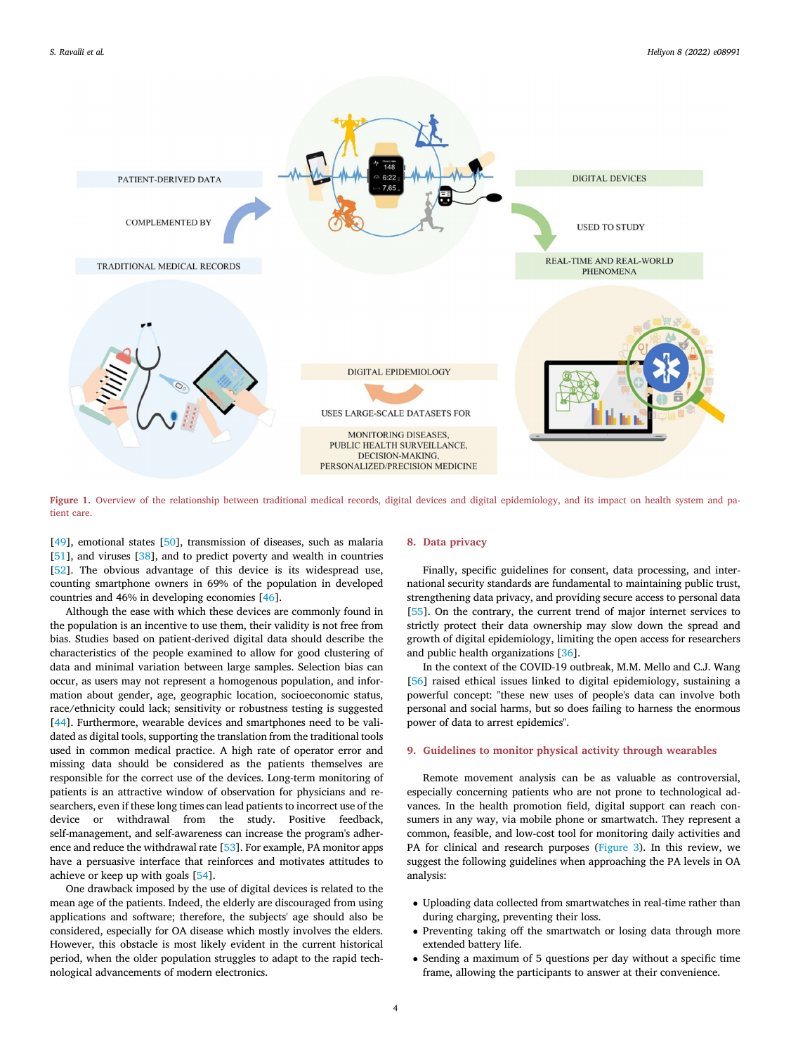Figure 1. Overview of the relationship between traditional medical records, digital devices and digital epidemiology, and its impact on health system and patient care.

[49], emotional states [50], transmission of diseases, such as malaria [51], and viruses [38], and to predict poverty and wealth in countries [52]. The obvious advantage of this device is its widespread use, counting smartphone owners in 69% of the population in developed countries and 46% in developing economies [46].

Although the ease with which these devices are commonly found in the population is an incentive to use them, their validity is not free from bias. Studies based on patient-derived digital data should describe the characteristics of the people examined to allow for good clustering of data and minimal variation between large samples. Selection bias can occur, as users may not represent a homogenous population, and information about gender, age, geographic location, socioeconomic status, race/ethnicity could lack; sensitivity or robustness testing is suggested [44]. Furthermore, wearable devices and smartphones need to be validated as digital tools, supporting the translation from the traditional tools used in common medical practice. A high rate of operator error and missing data should be considered as the patients themselves are responsible for the correct use of the devices. Long-term monitoring of patients is an attractive window of observation for physicians and researchers, even if these long times can lead patients to incorrect use of the device or withdrawal from the study. Positive feedback, self-management, and self-awareness can increase the program's adherence and reduce the withdrawal rate [53]. For example, PA monitor apps have a persuasive interface that reinforces and motivates attitudes to achieve or keep up with goals [54].

One drawback imposed by the use of digital devices is related to the mean age of the patients. Indeed, the elderly are discouraged from using applications and software; therefore, the subjects' age should also be considered, especially for OA disease which mostly involves the elders. However, this obstacle is most likely evident in the current historical period, when the older population struggles to adapt to the rapid technological advancements of modern electronics.

## 8. Data privacy

Finally, specific guidelines for consent, data processing, and international security standards are fundamental to maintaining public trust, strengthening data privacy, and providing secure access to personal data [55]. On the contrary, the current trend of major internet services to strictly protect their data ownership may slow down the spread and growth of digital epidemiology, limiting the open access for researchers and public health organizations [36].

In the context of the COVID-19 outbreak, M.M. Mello and C.J. Wang [56] raised ethical issues linked to digital epidemiology, sustaining a powerful concept: "these new uses of people's data can involve both personal and social harms, but so does failing to harness the enormous power of data to arrest epidemics".

## 9. Guidelines to monitor physical activity through wearables

Remote movement analysis can be as valuable as controversial, especially concerning patients who are not prone to technological advances. In the health promotion field, digital support can reach consumers in any way, via mobile phone or smartwatch. They represent a common, feasible, and low-cost tool for monitoring daily activities and PA for clinical and research purposes (Figure 3). In this review, we suggest the following guidelines when approaching the PA levels in OA analysis:

- Uploading data collected from smartwatches in real-time rather than during charging, preventing their loss.
- Preventing taking off the smartwatch or losing data through more extended battery life.
- Sending a maximum of 5 questions per day without a specific time frame, allowing the participants to answer at their convenience.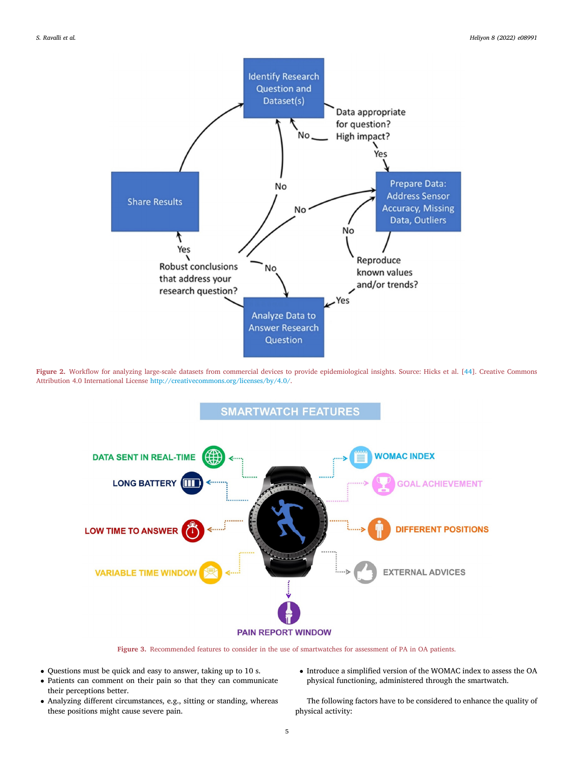Figure 2. Workflow for analyzing large-scale datasets from commercial devices to provide epidemiological insights. Source: Hicks et al. [44]. Creative Commons Attribution 4.0 International License http://creativecommons.org/licenses/by/4.0/.

Figure 3. Recommended features to consider in the use of smartwatches for assessment of PA in OA patients.

- Questions must be quick and easy to answer, taking up to 10 s.
- Patients can comment on their pain so that they can communicate their perceptions better.
- Analyzing different circumstances, e.g., sitting or standing, whereas these positions might cause severe pain.
- Introduce a simplified version of the WOMAC index to assess the OA physical functioning, administered through the smartwatch.

The following factors have to be considered to enhance the quality of physical activity: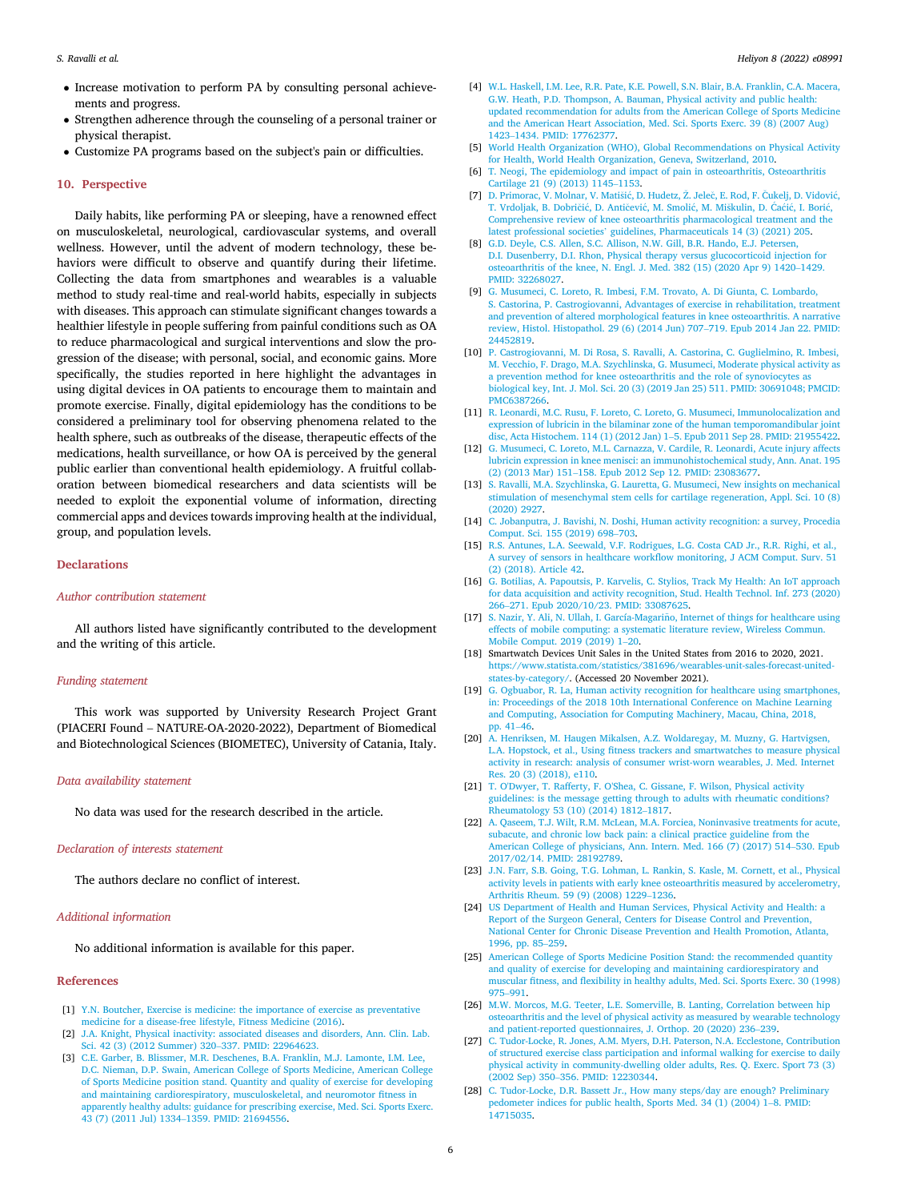- Increase motivation to perform PA by consulting personal achievements and progress.
- Strengthen adherence through the counseling of a personal trainer or physical therapist.
- Customize PA programs based on the subject's pain or difficulties.

## 10. Perspective

Daily habits, like performing PA or sleeping, have a renowned effect on musculoskeletal, neurological, cardiovascular systems, and overall wellness. However, until the advent of modern technology, these behaviors were difficult to observe and quantify during their lifetime. Collecting the data from smartphones and wearables is a valuable method to study real-time and real-world habits, especially in subjects with diseases. This approach can stimulate significant changes towards a healthier lifestyle in people suffering from painful conditions such as OA to reduce pharmacological and surgical interventions and slow the progression of the disease; with personal, social, and economic gains. More specifically, the studies reported in here highlight the advantages in using digital devices in OA patients to encourage them to maintain and promote exercise. Finally, digital epidemiology has the conditions to be considered a preliminary tool for observing phenomena related to the health sphere, such as outbreaks of the disease, therapeutic effects of the medications, health surveillance, or how OA is perceived by the general public earlier than conventional health epidemiology. A fruitful collaboration between biomedical researchers and data scientists will be needed to exploit the exponential volume of information, directing commercial apps and devices towards improving health at the individual, group, and population levels.

## Declarations

### *Author contribution statement*

All authors listed have significantly contributed to the development and the writing of this article.

### *Funding statement*

This work was supported by University Research Project Grant (PIACERI Found – NATURE-OA-2020-2022), Department of Biomedical and Biotechnological Sciences (BIOMETEC), University of Catania, Italy.

### *Data availability statement*

No data was used for the research described in the article.

### *Declaration of interests statement*

The authors declare no conflict of interest.

### *Additional information*

No additional information is available for this paper.

## References

[1] Y.N. Boutcher, Exercise is medicine: the importance of exercise as preventative medicine for a disease-free lifestyle, Fitness Medicine (2016).

[2] J.A. Knight, Physical inactivity: associated diseases and disorders, Ann. Clin. Lab. Sci. 42 (3) (2012 Summer) 320–337. PMID: 22964623.

[3] C.E. Garber, B. Blissmer, M.R. Deschenes, B.A. Franklin, M.J. Lamonte, I.M. Lee, D.C. Nieman, D.P. Swain, American College of Sports Medicine, American College of Sports Medicine position stand. Quantity and quality of exercise for developing and maintaining cardiorespiratory, musculoskeletal, and neuromotor fitness in apparently healthy adults: guidance for prescribing exercise, Med. Sci. Sports Exerc. 43 (7) (2011 Jul) 1334–1359. PMID: 21694556.

[4] W.L. Haskell, I.M. Lee, R.R. Pate, K.E. Powell, S.N. Blair, B.A. Franklin, C.A. Macera, G.W. Heath, P.D. Thompson, A. Bauman, Physical activity and public health: updated recommendation for adults from the American College of Sports Medicine and the American Heart Association, Med. Sci. Sports Exerc. 39 (8) (2007 Aug) 1423–1434. PMID: 17762377.

[5] World Health Organization (WHO), Global Recommendations on Physical Activity for Health, World Health Organization, Geneva, Switzerland, 2010.

[6] T. Neogi, The epidemiology and impact of pain in osteoarthritis, Osteoarthritis Cartilage 21 (9) (2013) 1145–1153.

[7] D. Primorac, V. Molnar, V. Matišić, D. Hudetz, Ž. Jeleč, E. Rod, F. Čukelj, D. Vidović, T. Vrdoljak, B. Dobričić, D. Antičević, M. Smolić, M. Miškulin, D. Ćaćić, I. Borić, Comprehensive review of knee osteoarthritis pharmacological treatment and the latest professional societies' guidelines, Pharmaceuticals 14 (3) (2021) 205.

[8] G.D. Deyle, C.S. Allen, S.C. Allison, N.W. Gill, B.R. Hando, E.J. Petersen, D.I. Dusenberry, D.I. Rhon, Physical therapy versus glucocorticoid injection for osteoarthritis of the knee, N. Engl. J. Med. 382 (15) (2020 Apr 9) 1420–1429. PMID: 32268027.

[9] G. Musumeci, C. Loreto, R. Imbesi, F.M. Trovato, A. Di Giunta, C. Lombardo, S. Castorina, P. Castrogiovanni, Advantages of exercise in rehabilitation, treatment and prevention of altered morphological features in knee osteoarthritis. A narrative review, Histol. Histopathol. 29 (6) (2014 Jun) 707–719. Epub 2014 Jan 22. PMID: 24452819.

[10] P. Castrogiovanni, M. Di Rosa, S. Ravalli, A. Castorina, C. Guglielmino, R. Imbesi, M. Vecchio, F. Drago, M.A. Szychlinska, G. Musumeci, Moderate physical activity as a prevention method for knee osteoarthritis and the role of synoviocytes as biological key, Int. J. Mol. Sci. 20 (3) (2019 Jan 25) 511. PMID: 30691048; PMCID: PMC6387266.

[11] R. Leonardi, M.C. Rusu, F. Loreto, C. Loreto, G. Musumeci, Immunolocalization and expression of lubricin in the bilaminar zone of the human temporomandibular joint disc, Acta Histochem. 114 (1) (2012 Jan) 1–5. Epub 2011 Sep 28. PMID: 21955422.

[12] G. Musumeci, C. Loreto, M.L. Carnazza, V. Cardile, R. Leonardi, Acute injury affects lubricin expression in knee menisci: an immunohistochemical study, Ann. Anat. 195 (2) (2013 Mar) 151–158. Epub 2012 Sep 12. PMID: 23083677.

[13] S. Ravalli, M.A. Szychlinska, G. Lauretta, G. Musumeci, New insights on mechanical stimulation of mesenchymal stem cells for cartilage regeneration, Appl. Sci. 10 (8) (2020) 2927.

[14] C. Jobanputra, J. Bavishi, N. Doshi, Human activity recognition: a survey, Procedia Comput. Sci. 155 (2019) 698–703.

[15] R.S. Antunes, L.A. Seewald, V.F. Rodrigues, L.G. Costa CAD Jr., R.R. Righi, et al., A survey of sensors in healthcare workflow monitoring, J ACM Comput. Surv. 51 (2) (2018). Article 42.

[16] G. Botilias, A. Papoutsis, P. Karvelis, C. Stylios, Track My Health: An IoT approach for data acquisition and activity recognition, Stud. Health Technol. Inf. 273 (2020) 266–271. Epub 2020/10/23. PMID: 33087625.

[17] S. Nazir, Y. Ali, N. Ullah, I. García-Magariño, Internet of things for healthcare using effects of mobile computing: a systematic literature review, Wireless Commun. Mobile Comput. 2019 (2019) 1–20.

[18] Smartwatch Devices Unit Sales in the United States from 2016 to 2020, 2021. https://www.statista.com/statistics/381696/wearables-unit-sales-forecast-united-states-by-category/. (Accessed 20 November 2021).

[19] G. Ogbuabor, R. La, Human activity recognition for healthcare using smartphones, in: Proceedings of the 2018 10th International Conference on Machine Learning and Computing, Association for Computing Machinery, Macau, China, 2018, pp. 41–46.

[20] A. Henriksen, M. Haugen Mikalsen, A.Z. Woldaregay, M. Muzny, G. Hartvigsen, L.A. Hopstock, et al., Using fitness trackers and smartwatches to measure physical activity in research: analysis of consumer wrist-worn wearables, J. Med. Internet Res. 20 (3) (2018), e110.

[21] T. O'Dwyer, T. Rafferty, F. O'Shea, C. Gissane, F. Wilson, Physical activity guidelines: is the message getting through to adults with rheumatic conditions? Rheumatology 53 (10) (2014) 1812–1817.

[22] A. Qaseem, T.J. Wilt, R.M. McLean, M.A. Forciea, Noninvasive treatments for acute, subacute, and chronic low back pain: a clinical practice guideline from the American College of physicians, Ann. Intern. Med. 166 (7) (2017) 514–530. Epub 2017/02/14. PMID: 28192789.

[23] J.N. Farr, S.B. Going, T.G. Lohman, L. Rankin, S. Kasle, M. Cornett, et al., Physical activity levels in patients with early knee osteoarthritis measured by accelerometry, Arthritis Rheum. 59 (9) (2008) 1229–1236.

[24] US Department of Health and Human Services, Physical Activity and Health: a Report of the Surgeon General, Centers for Disease Control and Prevention, National Center for Chronic Disease Prevention and Health Promotion, Atlanta, 1996, pp. 85–259.

[25] American College of Sports Medicine Position Stand: the recommended quantity and quality of exercise for developing and maintaining cardiorespiratory and muscular fitness, and flexibility in healthy adults, Med. Sci. Sports Exerc. 30 (1998) 975–991.

[26] M.W. Morcos, M.G. Teeter, L.E. Somerville, B. Lanting, Correlation between hip osteoarthritis and the level of physical activity as measured by wearable technology and patient-reported questionnaires, J. Orthop. 20 (2020) 236–239.

[27] C. Tudor-Locke, R. Jones, A.M. Myers, D.H. Paterson, N.A. Ecclestone, Contribution of structured exercise class participation and informal walking for exercise to daily physical activity in community-dwelling older adults, Res. Q. Exerc. Sport 73 (3) (2002 Sep) 350–356. PMID: 12230344.

[28] C. Tudor-Locke, D.R. Bassett Jr., How many steps/day are enough? Preliminary pedometer indices for public health, Sports Med. 34 (1) (2004) 1–8. PMID: 14715035.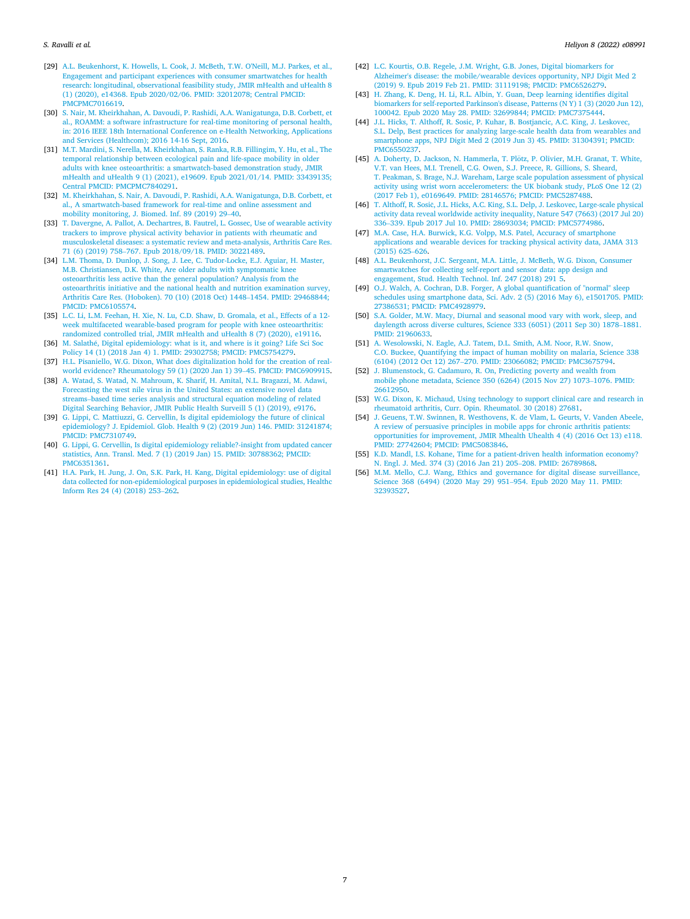[29] A.L. Beukenhorst, K. Howells, L. Cook, J. McBeth, T.W. O'Neill, M.J. Parkes, et al., Engagement and participant experiences with consumer smartwatches for health research: longitudinal, observational feasibility study, JMIR mHealth and uHealth 8 (1) (2020), e14368. Epub 2020/02/06. PMID: 32012078; Central PMCID: PMCPMC7016619.

[30] S. Nair, M. Kheirkhahan, A. Davoudi, P. Rashidi, A.A. Wanigatunga, D.B. Corbett, et al., ROAMM: a software infrastructure for real-time monitoring of personal health, in: 2016 IEEE 18th International Conference on e-Health Networking, Applications and Services (Healthcom); 2016 14-16 Sept, 2016.

[31] M.T. Mardini, S. Nerella, M. Kheirkhahan, S. Ranka, R.B. Fillingim, Y. Hu, et al., The temporal relationship between ecological pain and life-space mobility in older adults with knee osteoarthritis: a smartwatch-based demonstration study, JMIR mHealth and uHealth 9 (1) (2021), e19609. Epub 2021/01/14. PMID: 33439135; Central PMCID: PMCPMC7840291.

[32] M. Kheirkhahan, S. Nair, A. Davoudi, P. Rashidi, A.A. Wanigatunga, D.B. Corbett, et al., A smartwatch-based framework for real-time and online assessment and mobility monitoring, J. Biomed. Inf. 89 (2019) 29–40.

[33] T. Davergne, A. Pallot, A. Dechartres, B. Fautrel, L. Gossec, Use of wearable activity trackers to improve physical activity behavior in patients with rheumatic and musculoskeletal diseases: a systematic review and meta-analysis, Arthritis Care Res. 71 (6) (2019) 758–767. Epub 2018/09/18. PMID: 30221489.

[34] L.M. Thoma, D. Dunlop, J. Song, J. Lee, C. Tudor-Locke, E.J. Aguiar, H. Master, M.B. Christiansen, D.K. White, Are older adults with symptomatic knee osteoarthritis less active than the general population? Analysis from the osteoarthritis initiative and the national health and nutrition examination survey, Arthritis Care Res. (Hoboken). 70 (10) (2018 Oct) 1448–1454. PMID: 29468844; PMCID: PMC6105574.

[35] L.C. Li, L.M. Feehan, H. Xie, N. Lu, C.D. Shaw, D. Gromala, et al., Effects of a 12-week multifaceted wearable-based program for people with knee osteoarthritis: randomized controlled trial, JMIR mHealth and uHealth 8 (7) (2020), e19116.

[36] M. Salathé, Digital epidemiology: what is it, and where is it going? Life Sci Soc Policy 14 (1) (2018 Jan 4) 1. PMID: 29302758; PMCID: PMC5754279.

[37] H.L. Pisaniello, W.G. Dixon, What does digitalization hold for the creation of real-world evidence? Rheumatology 59 (1) (2020 Jan 1) 39–45. PMCID: PMC6909915.

[38] A. Watad, S. Watad, N. Mahroum, K. Sharif, H. Amital, N.L. Bragazzi, M. Adawi, Forecasting the west nile virus in the United States: an extensive novel data streams–based time series analysis and structural equation modeling of related Digital Searching Behavior, JMIR Public Health Surveill 5 (1) (2019), e9176.

[39] G. Lippi, C. Mattiuzzi, G. Cervellin, Is digital epidemiology the future of clinical epidemiology? J. Epidemiol. Glob. Health 9 (2) (2019 Jun) 146. PMID: 31241874; PMCID: PMC7310749.

[40] G. Lippi, G. Cervellin, Is digital epidemiology reliable?-insight from updated cancer statistics, Ann. Transl. Med. 7 (1) (2019 Jan) 15. PMID: 30788362; PMCID: PMC6351361.

[41] H.A. Park, H. Jung, J. On, S.K. Park, H. Kang, Digital epidemiology: use of digital data collected for non-epidemiological purposes in epidemiological studies, Healthc Inform Res 24 (4) (2018) 253–262.

[42] L.C. Kourtis, O.B. Regele, J.M. Wright, G.B. Jones, Digital biomarkers for Alzheimer's disease: the mobile/wearable devices opportunity, NPJ Digit Med 2 (2019) 9. Epub 2019 Feb 21. PMID: 31119198; PMCID: PMC6526279.

[43] H. Zhang, K. Deng, H. Li, R.L. Albin, Y. Guan, Deep learning identifies digital biomarkers for self-reported Parkinson's disease, Patterns (N Y) 1 (3) (2020 Jun 12), 100042. Epub 2020 May 28. PMID: 32699844; PMCID: PMC7375444.

[44] J.L. Hicks, T. Althoff, R. Sosic, P. Kuhar, B. Bostjancic, A.C. King, J. Leskovec, S.L. Delp, Best practices for analyzing large-scale health data from wearables and smartphone apps, NPJ Digit Med 2 (2019 Jun 3) 45. PMID: 31304391; PMCID: PMC6550237.

[45] A. Doherty, D. Jackson, N. Hammerla, T. Plötz, P. Olivier, M.H. Granat, T. White, V.T. van Hees, M.I. Trenell, C.G. Owen, S.J. Preece, R. Gillions, S. Sheard, T. Peakman, S. Brage, N.J. Wareham, Large scale population assessment of physical activity using wrist worn accelerometers: the UK biobank study, PLoS One 12 (2) (2017 Feb 1), e0169649. PMID: 28146576; PMCID: PMC5287488.

[46] T. Althoff, R. Sosič, J.L. Hicks, A.C. King, S.L. Delp, J. Leskovec, Large-scale physical activity data reveal worldwide activity inequality, Nature 547 (7663) (2017 Jul 20) 336–339. Epub 2017 Jul 10. PMID: 28693034; PMCID: PMC5774986.

[47] M.A. Case, H.A. Burwick, K.G. Volpp, M.S. Patel, Accuracy of smartphone applications and wearable devices for tracking physical activity data, JAMA 313 (2015) 625–626.

[48] A.L. Beukenhorst, J.C. Sergeant, M.A. Little, J. McBeth, W.G. Dixon, Consumer smartwatches for collecting self-report and sensor data: app design and engagement, Stud. Health Technol. Inf. 247 (2018) 291 5.

[49] O.J. Walch, A. Cochran, D.B. Forger, A global quantification of "normal" sleep schedules using smartphone data, Sci. Adv. 2 (5) (2016 May 6), e1501705. PMID: 27386531; PMCID: PMC4928979.

[50] S.A. Golder, M.W. Macy, Diurnal and seasonal mood vary with work, sleep, and daylength across diverse cultures, Science 333 (6051) (2011 Sep 30) 1878–1881. PMID: 21960633.

[51] A. Wesolowski, N. Eagle, A.J. Tatem, D.L. Smith, A.M. Noor, R.W. Snow, C.O. Buckee, Quantifying the impact of human mobility on malaria, Science 338 (6104) (2012 Oct 12) 267–270. PMID: 23066082; PMCID: PMC3675794.

[52] J. Blumenstock, G. Cadamuro, R. On, Predicting poverty and wealth from mobile phone metadata, Science 350 (6264) (2015 Nov 27) 1073–1076. PMID: 26612950.

[53] W.G. Dixon, K. Michaud, Using technology to support clinical care and research in rheumatoid arthritis, Curr. Opin. Rheumatol. 30 (2018) 27681.

[54] J. Geuens, T.W. Swinnen, R. Westhovens, K. de Vlam, L. Geurts, V. Vanden Abeele, A review of persuasive principles in mobile apps for chronic arthritis patients: opportunities for improvement, JMIR Mhealth Uhealth 4 (4) (2016 Oct 13) e118. PMID: 27742604; PMCID: PMC5083846.

[55] K.D. Mandl, I.S. Kohane, Time for a patient-driven health information economy? N. Engl. J. Med. 374 (3) (2016 Jan 21) 205–208. PMID: 26789868.

[56] M.M. Mello, C.J. Wang, Ethics and governance for digital disease surveillance, Science 368 (6494) (2020 May 29) 951–954. Epub 2020 May 11. PMID: 32393527.